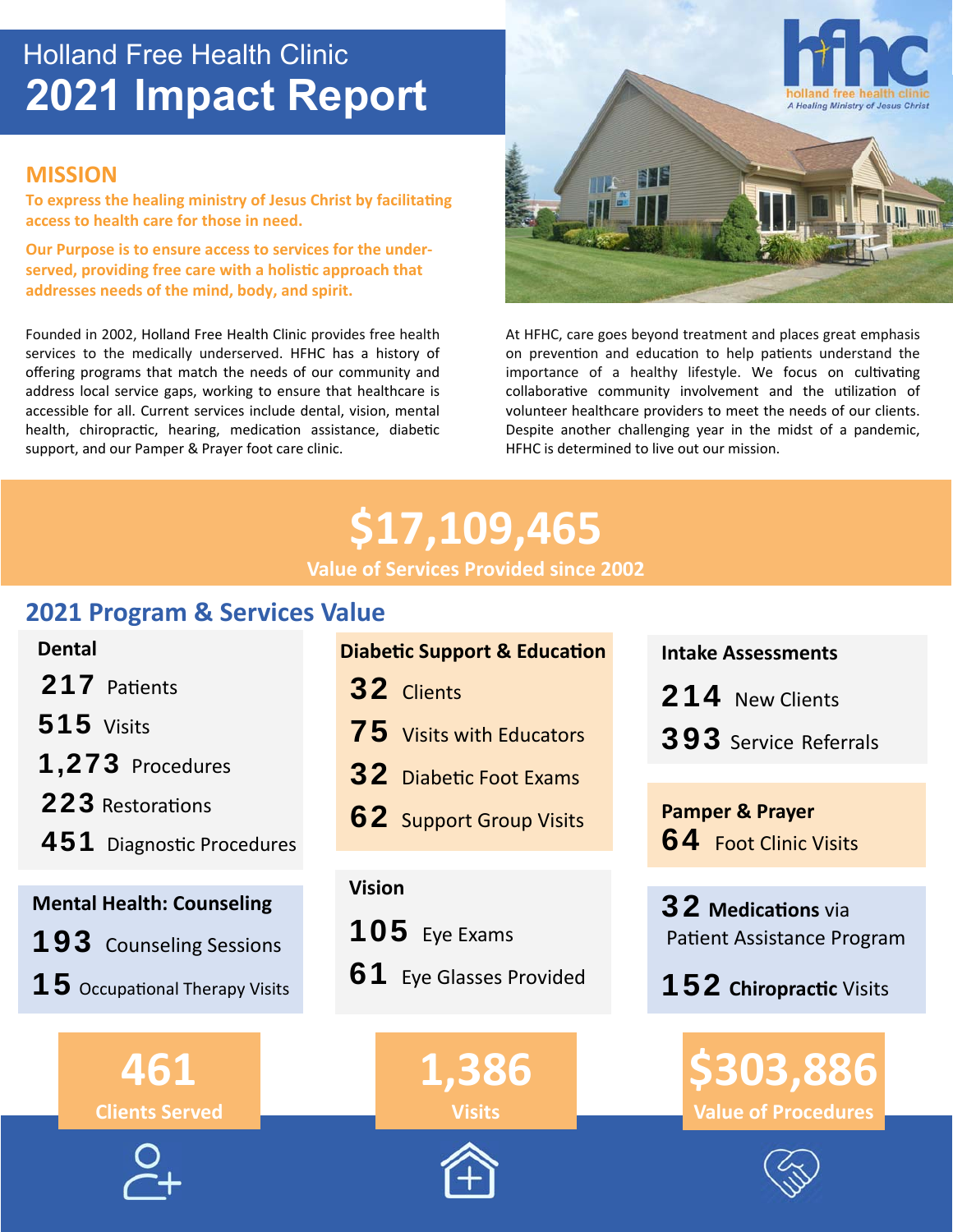# Holland Free Health Clinic
# 2021 Impact Report

holland free health clinic
*A Healing Ministry of Jesus Christ*

## MISSION

**To express the healing ministry of Jesus Christ by facilitating access to health care for those in need.**

**Our Purpose is to ensure access to services for the under-served, providing free care with a holistic approach that addresses needs of the mind, body, and spirit.**

Founded in 2002, Holland Free Health Clinic provides free health services to the medically underserved. HFHC has a history of offering programs that match the needs of our community and address local service gaps, working to ensure that healthcare is accessible for all. Current services include dental, vision, mental health, chiropractic, hearing, medication assistance, diabetic support, and our Pamper & Prayer foot care clinic.

At HFHC, care goes beyond treatment and places great emphasis on prevention and education to help patients understand the importance of a healthy lifestyle. We focus on cultivating collaborative community involvement and the utilization of volunteer healthcare providers to meet the needs of our clients. Despite another challenging year in the midst of a pandemic, HFHC is determined to live out our mission.

# $17,109,465
**Value of Services Provided since 2002**

## 2021 Program & Services Value

### Dental
- **217** Patients
- **515** Visits
- **1,273** Procedures
- **223** Restorations
- **451** Diagnostic Procedures

### Mental Health: Counseling
- **193** Counseling Sessions
- **15** Occupational Therapy Visits

### Diabetic Support & Education
- **32** Clients
- **75** Visits with Educators
- **32** Diabetic Foot Exams
- **62** Support Group Visits

### Vision
- **105** Eye Exams
- **61** Eye Glasses Provided

### Intake Assessments
- **214** New Clients
- **393** Service Referrals

### Pamper & Prayer
- **64** Foot Clinic Visits

**32 Medications** via Patient Assistance Program

**152 Chiropractic** Visits

**461**
**Clients Served**

**1,386**
**Visits**

**$303,886**
**Value of Procedures**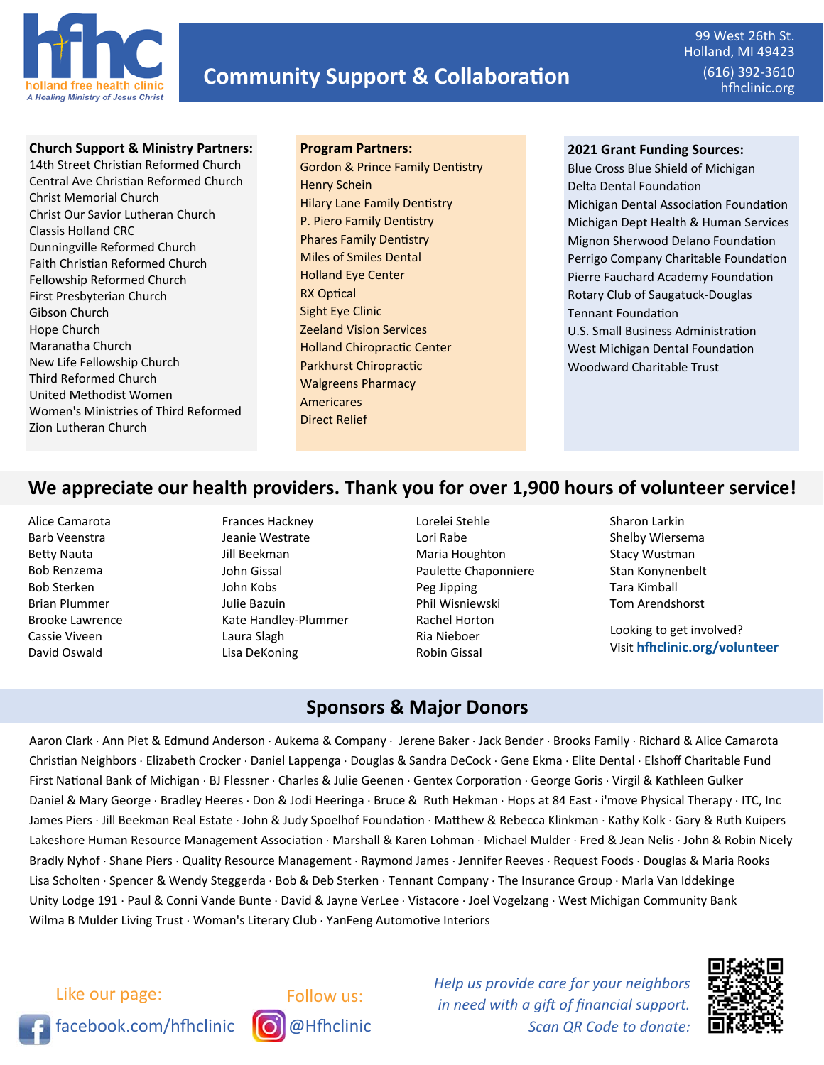holland free health clinic
*A Healing Ministry of Jesus Christ*

# Community Support & Collaboration

99 West 26th St.
Holland, MI 49423
(616) 392-3610
hfhclinic.org

**Church Support & Ministry Partners:**
14th Street Christian Reformed Church
Central Ave Christian Reformed Church
Christ Memorial Church
Christ Our Savior Lutheran Church
Classis Holland CRC
Dunningville Reformed Church
Faith Christian Reformed Church
Fellowship Reformed Church
First Presbyterian Church
Gibson Church
Hope Church
Maranatha Church
New Life Fellowship Church
Third Reformed Church
United Methodist Women
Women's Ministries of Third Reformed
Zion Lutheran Church

**Program Partners:**
Gordon & Prince Family Dentistry
Henry Schein
Hilary Lane Family Dentistry
P. Piero Family Dentistry
Phares Family Dentistry
Miles of Smiles Dental
Holland Eye Center
RX Optical
Sight Eye Clinic
Zeeland Vision Services
Holland Chiropractic Center
Parkhurst Chiropractic
Walgreens Pharmacy
Americares
Direct Relief

**2021 Grant Funding Sources:**
Blue Cross Blue Shield of Michigan
Delta Dental Foundation
Michigan Dental Association Foundation
Michigan Dept Health & Human Services
Mignon Sherwood Delano Foundation
Perrigo Company Charitable Foundation
Pierre Fauchard Academy Foundation
Rotary Club of Saugatuck-Douglas
Tennant Foundation
U.S. Small Business Administration
West Michigan Dental Foundation
Woodward Charitable Trust

## We appreciate our health providers. Thank you for over 1,900 hours of volunteer service!

Alice Camarota
Barb Veenstra
Betty Nauta
Bob Renzema
Bob Sterken
Brian Plummer
Brooke Lawrence
Cassie Viveen
David Oswald
Frances Hackney
Jeanie Westrate
Jill Beekman
John Gissal
John Kobs
Julie Bazuin
Kate Handley-Plummer
Laura Slagh
Lisa DeKoning
Lorelei Stehle
Lori Rabe
Maria Houghton
Paulette Chaponniere
Peg Jipping
Phil Wisniewski
Rachel Horton
Ria Nieboer
Robin Gissal
Sharon Larkin
Shelby Wiersema
Stacy Wustman
Stan Konynenbelt
Tara Kimball
Tom Arendshorst

Looking to get involved?
Visit **hfhclinic.org/volunteer**

## Sponsors & Major Donors

Aaron Clark · Ann Piet & Edmund Anderson · Aukema & Company · Jerene Baker · Jack Bender · Brooks Family · Richard & Alice Camarota · Christian Neighbors · Elizabeth Crocker · Daniel Lappenga · Douglas & Sandra DeCock · Gene Ekma · Elite Dental · Elshoff Charitable Fund · First National Bank of Michigan · BJ Flessner · Charles & Julie Geenen · Gentex Corporation · George Goris · Virgil & Kathleen Gulker · Daniel & Mary George · Bradley Heeres · Don & Jodi Heeringa · Bruce & Ruth Hekman · Hops at 84 East · i'move Physical Therapy · ITC, Inc · James Piers · Jill Beekman Real Estate · John & Judy Spoelhof Foundation · Matthew & Rebecca Klinkman · Kathy Kolk · Gary & Ruth Kuipers · Lakeshore Human Resource Management Association · Marshall & Karen Lohman · Michael Mulder · Fred & Jean Nelis · John & Robin Nicely · Bradly Nyhof · Shane Piers · Quality Resource Management · Raymond James · Jennifer Reeves · Request Foods · Douglas & Maria Rooks · Lisa Scholten · Spencer & Wendy Steggerda · Bob & Deb Sterken · Tennant Company · The Insurance Group · Marla Van Iddekinge · Unity Lodge 191 · Paul & Conni Vande Bunte · David & Jayne VerLee · Vistacore · Joel Vogelzang · West Michigan Community Bank · Wilma B Mulder Living Trust · Woman's Literary Club · YanFeng Automotive Interiors

Like our page:
facebook.com/hfhclinic

Follow us:
@Hfhclinic

*Help us provide care for your neighbors in need with a gift of financial support. Scan QR Code to donate:*